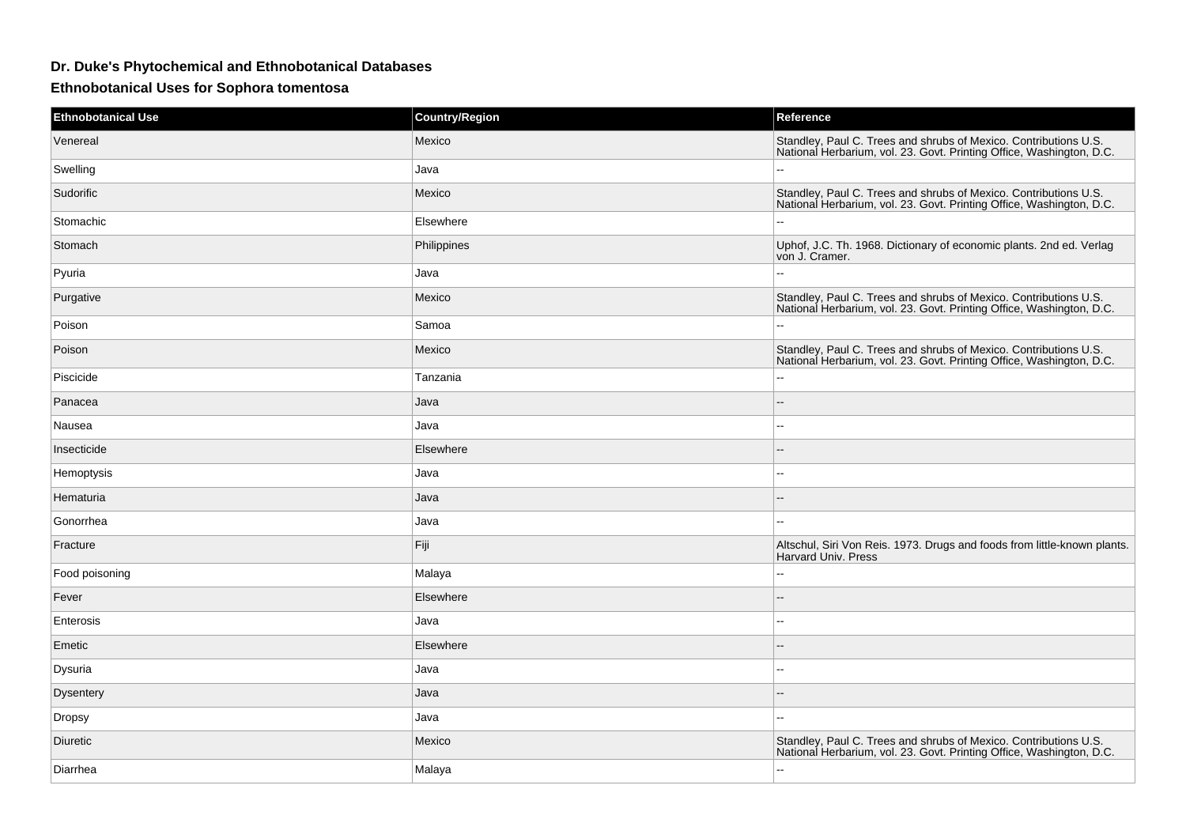# Dr. Duke's Phytochemical and Ethnobotanical Databases

## Ethnobotanical Uses for Sophora tomentosa

| Ethnobotanical Use | Country/Region | Reference |
|---|---|---|
| Venereal | Mexico | Standley, Paul C. Trees and shrubs of Mexico. Contributions U.S. National Herbarium, vol. 23. Govt. Printing Office, Washington, D.C. |
| Swelling | Java | -- |
| Sudorific | Mexico | Standley, Paul C. Trees and shrubs of Mexico. Contributions U.S. National Herbarium, vol. 23. Govt. Printing Office, Washington, D.C. |
| Stomachic | Elsewhere | -- |
| Stomach | Philippines | Uphof, J.C. Th. 1968. Dictionary of economic plants. 2nd ed. Verlag von J. Cramer. |
| Pyuria | Java | -- |
| Purgative | Mexico | Standley, Paul C. Trees and shrubs of Mexico. Contributions U.S. National Herbarium, vol. 23. Govt. Printing Office, Washington, D.C. |
| Poison | Samoa | -- |
| Poison | Mexico | Standley, Paul C. Trees and shrubs of Mexico. Contributions U.S. National Herbarium, vol. 23. Govt. Printing Office, Washington, D.C. |
| Piscicide | Tanzania | -- |
| Panacea | Java | -- |
| Nausea | Java | -- |
| Insecticide | Elsewhere | -- |
| Hemoptysis | Java | -- |
| Hematuria | Java | -- |
| Gonorrhea | Java | -- |
| Fracture | Fiji | Altschul, Siri Von Reis. 1973. Drugs and foods from little-known plants. Harvard Univ. Press |
| Food poisoning | Malaya | -- |
| Fever | Elsewhere | -- |
| Enterosis | Java | -- |
| Emetic | Elsewhere | -- |
| Dysuria | Java | -- |
| Dysentery | Java | -- |
| Dropsy | Java | -- |
| Diuretic | Mexico | Standley, Paul C. Trees and shrubs of Mexico. Contributions U.S. National Herbarium, vol. 23. Govt. Printing Office, Washington, D.C. |
| Diarrhea | Malaya | -- |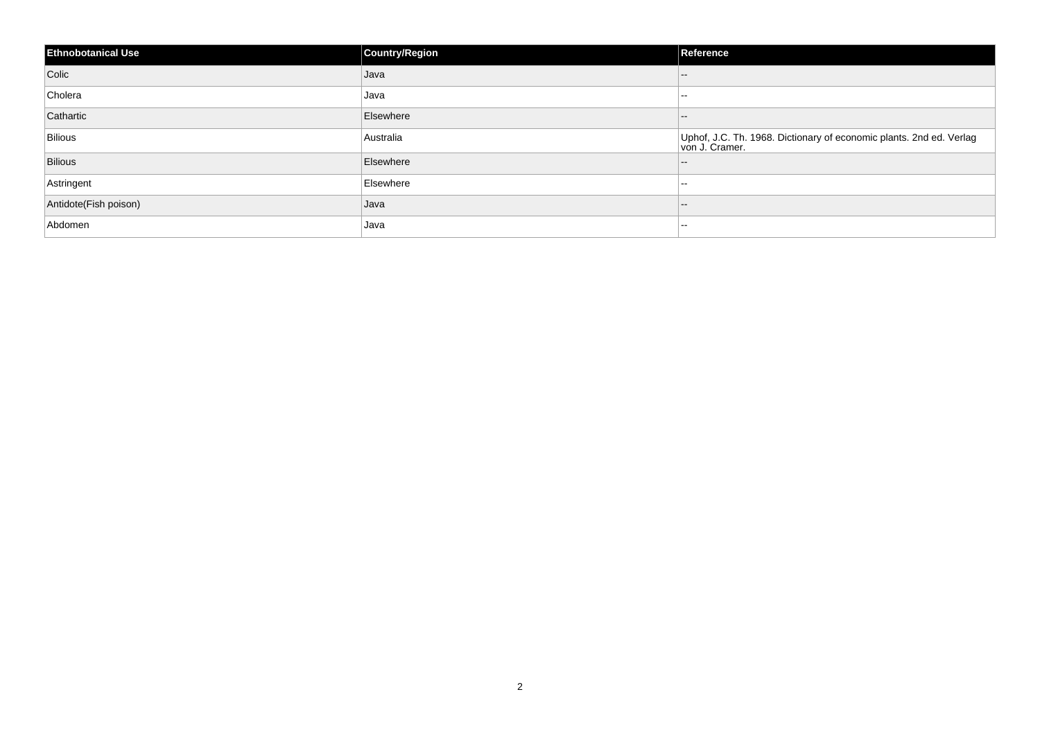| Ethnobotanical Use | Country/Region | Reference |
| --- | --- | --- |
| Colic | Java | -- |
| Cholera | Java | -- |
| Cathartic | Elsewhere | -- |
| Bilious | Australia | Uphof, J.C. Th. 1968. Dictionary of economic plants. 2nd ed. Verlag von J. Cramer. |
| Bilious | Elsewhere | -- |
| Astringent | Elsewhere | -- |
| Antidote(Fish poison) | Java | -- |
| Abdomen | Java | -- |